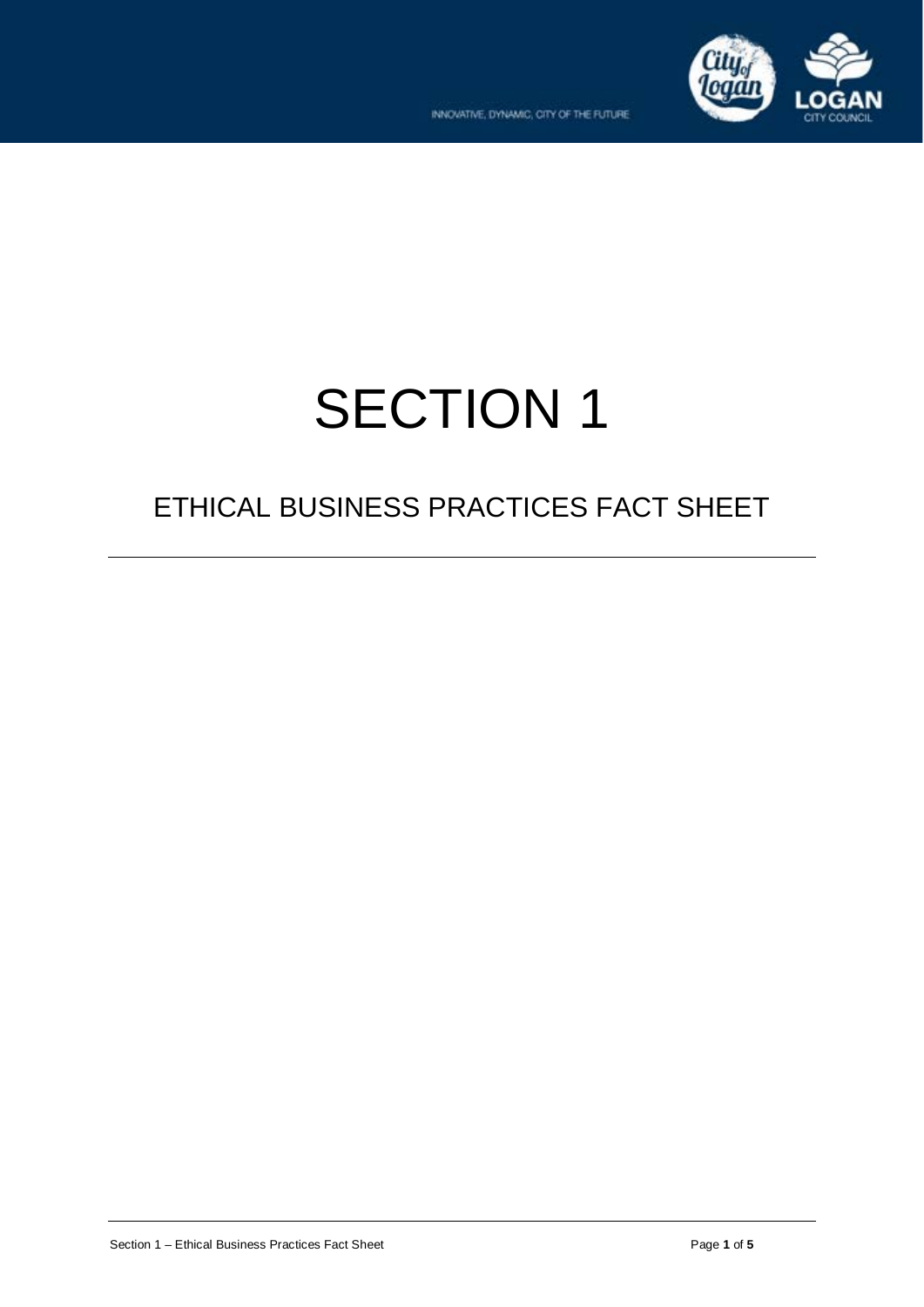# SECTION 1

## ETHICAL BUSINESS PRACTICES FACT SHEET

---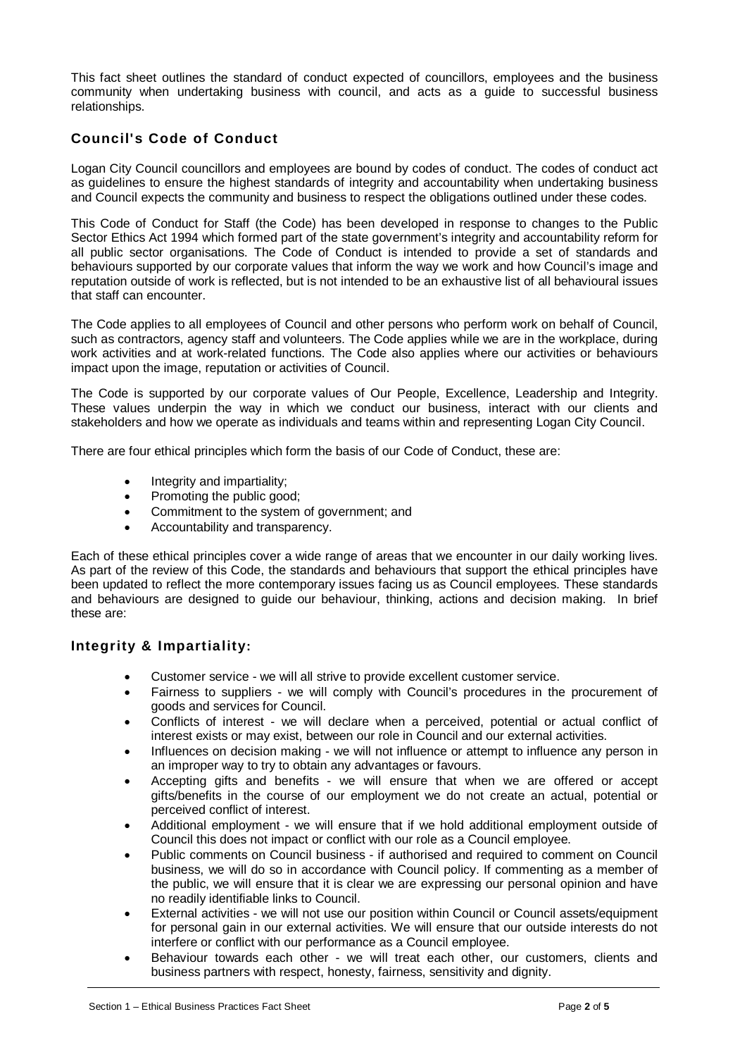This fact sheet outlines the standard of conduct expected of councillors, employees and the business community when undertaking business with council, and acts as a guide to successful business relationships.

## Council's Code of Conduct

Logan City Council councillors and employees are bound by codes of conduct. The codes of conduct act as guidelines to ensure the highest standards of integrity and accountability when undertaking business and Council expects the community and business to respect the obligations outlined under these codes.

This Code of Conduct for Staff (the Code) has been developed in response to changes to the Public Sector Ethics Act 1994 which formed part of the state government's integrity and accountability reform for all public sector organisations. The Code of Conduct is intended to provide a set of standards and behaviours supported by our corporate values that inform the way we work and how Council's image and reputation outside of work is reflected, but is not intended to be an exhaustive list of all behavioural issues that staff can encounter.

The Code applies to all employees of Council and other persons who perform work on behalf of Council, such as contractors, agency staff and volunteers. The Code applies while we are in the workplace, during work activities and at work-related functions. The Code also applies where our activities or behaviours impact upon the image, reputation or activities of Council.

The Code is supported by our corporate values of Our People, Excellence, Leadership and Integrity. These values underpin the way in which we conduct our business, interact with our clients and stakeholders and how we operate as individuals and teams within and representing Logan City Council.

There are four ethical principles which form the basis of our Code of Conduct, these are:

- Integrity and impartiality;
- Promoting the public good;
- Commitment to the system of government; and
- Accountability and transparency.

Each of these ethical principles cover a wide range of areas that we encounter in our daily working lives. As part of the review of this Code, the standards and behaviours that support the ethical principles have been updated to reflect the more contemporary issues facing us as Council employees. These standards and behaviours are designed to guide our behaviour, thinking, actions and decision making. In brief these are:

### Integrity & Impartiality:

- Customer service - we will all strive to provide excellent customer service.
- Fairness to suppliers - we will comply with Council's procedures in the procurement of goods and services for Council.
- Conflicts of interest - we will declare when a perceived, potential or actual conflict of interest exists or may exist, between our role in Council and our external activities.
- Influences on decision making - we will not influence or attempt to influence any person in an improper way to try to obtain any advantages or favours.
- Accepting gifts and benefits - we will ensure that when we are offered or accept gifts/benefits in the course of our employment we do not create an actual, potential or perceived conflict of interest.
- Additional employment - we will ensure that if we hold additional employment outside of Council this does not impact or conflict with our role as a Council employee.
- Public comments on Council business - if authorised and required to comment on Council business, we will do so in accordance with Council policy. If commenting as a member of the public, we will ensure that it is clear we are expressing our personal opinion and have no readily identifiable links to Council.
- External activities - we will not use our position within Council or Council assets/equipment for personal gain in our external activities. We will ensure that our outside interests do not interfere or conflict with our performance as a Council employee.
- Behaviour towards each other - we will treat each other, our customers, clients and business partners with respect, honesty, fairness, sensitivity and dignity.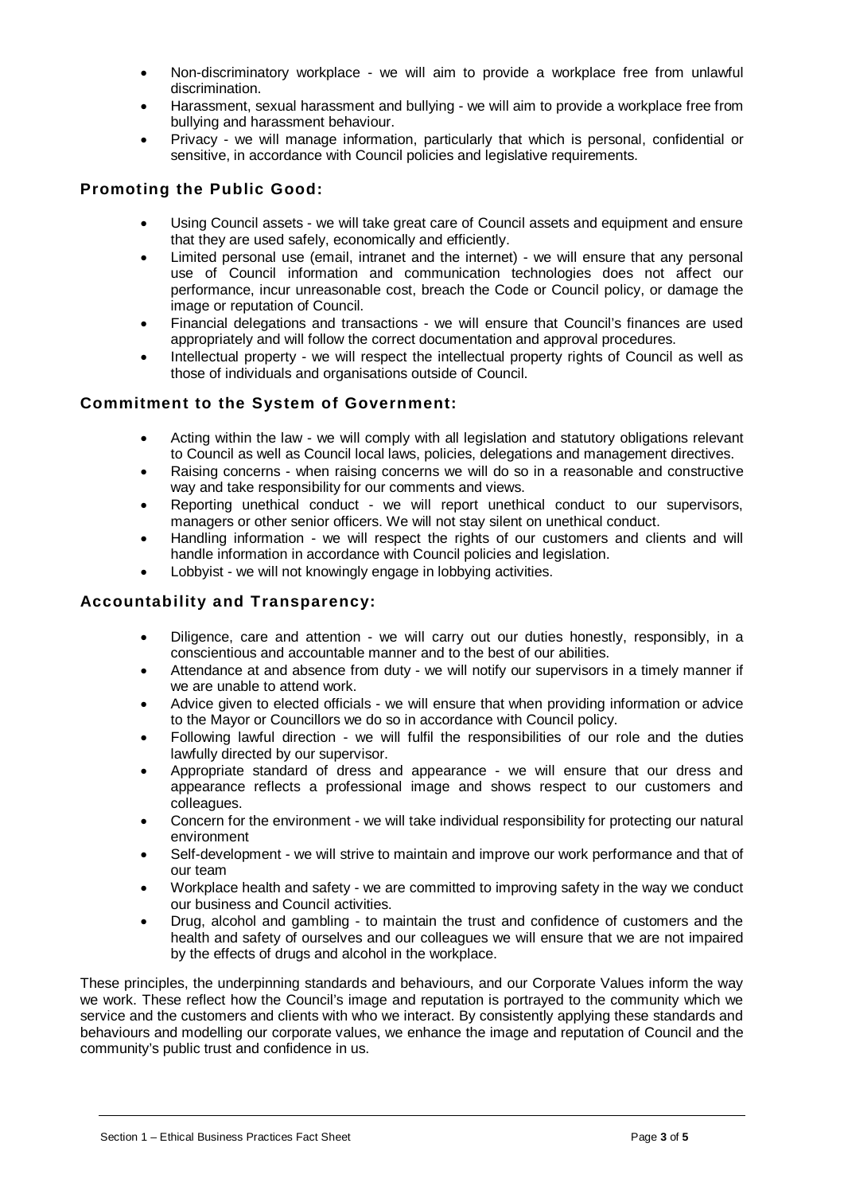- Non-discriminatory workplace - we will aim to provide a workplace free from unlawful discrimination.
- Harassment, sexual harassment and bullying - we will aim to provide a workplace free from bullying and harassment behaviour.
- Privacy - we will manage information, particularly that which is personal, confidential or sensitive, in accordance with Council policies and legislative requirements.

## Promoting the Public Good:

- Using Council assets - we will take great care of Council assets and equipment and ensure that they are used safely, economically and efficiently.
- Limited personal use (email, intranet and the internet) - we will ensure that any personal use of Council information and communication technologies does not affect our performance, incur unreasonable cost, breach the Code or Council policy, or damage the image or reputation of Council.
- Financial delegations and transactions - we will ensure that Council's finances are used appropriately and will follow the correct documentation and approval procedures.
- Intellectual property - we will respect the intellectual property rights of Council as well as those of individuals and organisations outside of Council.

## Commitment to the System of Government:

- Acting within the law - we will comply with all legislation and statutory obligations relevant to Council as well as Council local laws, policies, delegations and management directives.
- Raising concerns - when raising concerns we will do so in a reasonable and constructive way and take responsibility for our comments and views.
- Reporting unethical conduct - we will report unethical conduct to our supervisors, managers or other senior officers. We will not stay silent on unethical conduct.
- Handling information - we will respect the rights of our customers and clients and will handle information in accordance with Council policies and legislation.
- Lobbyist - we will not knowingly engage in lobbying activities.

## Accountability and Transparency:

- Diligence, care and attention - we will carry out our duties honestly, responsibly, in a conscientious and accountable manner and to the best of our abilities.
- Attendance at and absence from duty - we will notify our supervisors in a timely manner if we are unable to attend work.
- Advice given to elected officials - we will ensure that when providing information or advice to the Mayor or Councillors we do so in accordance with Council policy.
- Following lawful direction - we will fulfil the responsibilities of our role and the duties lawfully directed by our supervisor.
- Appropriate standard of dress and appearance - we will ensure that our dress and appearance reflects a professional image and shows respect to our customers and colleagues.
- Concern for the environment - we will take individual responsibility for protecting our natural environment
- Self-development - we will strive to maintain and improve our work performance and that of our team
- Workplace health and safety - we are committed to improving safety in the way we conduct our business and Council activities.
- Drug, alcohol and gambling - to maintain the trust and confidence of customers and the health and safety of ourselves and our colleagues we will ensure that we are not impaired by the effects of drugs and alcohol in the workplace.

These principles, the underpinning standards and behaviours, and our Corporate Values inform the way we work. These reflect how the Council's image and reputation is portrayed to the community which we service and the customers and clients with who we interact. By consistently applying these standards and behaviours and modelling our corporate values, we enhance the image and reputation of Council and the community's public trust and confidence in us.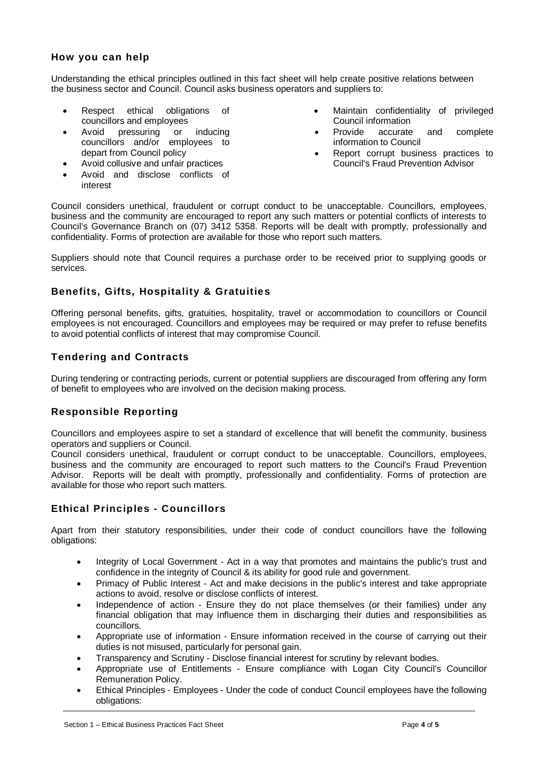## How you can help

Understanding the ethical principles outlined in this fact sheet will help create positive relations between the business sector and Council. Council asks business operators and suppliers to:

- Respect ethical obligations of councillors and employees
- Avoid pressuring or inducing councillors and/or employees to depart from Council policy
- Avoid collusive and unfair practices
- Avoid and disclose conflicts of interest
- Maintain confidentiality of privileged Council information
- Provide accurate and complete information to Council
- Report corrupt business practices to Council's Fraud Prevention Advisor

Council considers unethical, fraudulent or corrupt conduct to be unacceptable. Councillors, employees, business and the community are encouraged to report any such matters or potential conflicts of interests to Council's Governance Branch on (07) 3412 5358. Reports will be dealt with promptly, professionally and confidentiality. Forms of protection are available for those who report such matters.

Suppliers should note that Council requires a purchase order to be received prior to supplying goods or services.

## Benefits, Gifts, Hospitality & Gratuities

Offering personal benefits, gifts, gratuities, hospitality, travel or accommodation to councillors or Council employees is not encouraged. Councillors and employees may be required or may prefer to refuse benefits to avoid potential conflicts of interest that may compromise Council.

## Tendering and Contracts

During tendering or contracting periods, current or potential suppliers are discouraged from offering any form of benefit to employees who are involved on the decision making process.

## Responsible Reporting

Councillors and employees aspire to set a standard of excellence that will benefit the community, business operators and suppliers or Council.

Council considers unethical, fraudulent or corrupt conduct to be unacceptable. Councillors, employees, business and the community are encouraged to report such matters to the Council's Fraud Prevention Advisor. Reports will be dealt with promptly, professionally and confidentiality. Forms of protection are available for those who report such matters.

## Ethical Principles - Councillors

Apart from their statutory responsibilities, under their code of conduct councillors have the following obligations:

- Integrity of Local Government - Act in a way that promotes and maintains the public's trust and confidence in the integrity of Council & its ability for good rule and government.
- Primacy of Public Interest - Act and make decisions in the public's interest and take appropriate actions to avoid, resolve or disclose conflicts of interest.
- Independence of action - Ensure they do not place themselves (or their families) under any financial obligation that may influence them in discharging their duties and responsibilities as councillors.
- Appropriate use of information - Ensure information received in the course of carrying out their duties is not misused, particularly for personal gain.
- Transparency and Scrutiny - Disclose financial interest for scrutiny by relevant bodies.
- Appropriate use of Entitlements - Ensure compliance with Logan City Council's Councillor Remuneration Policy.
- Ethical Principles - Employees - Under the code of conduct Council employees have the following obligations: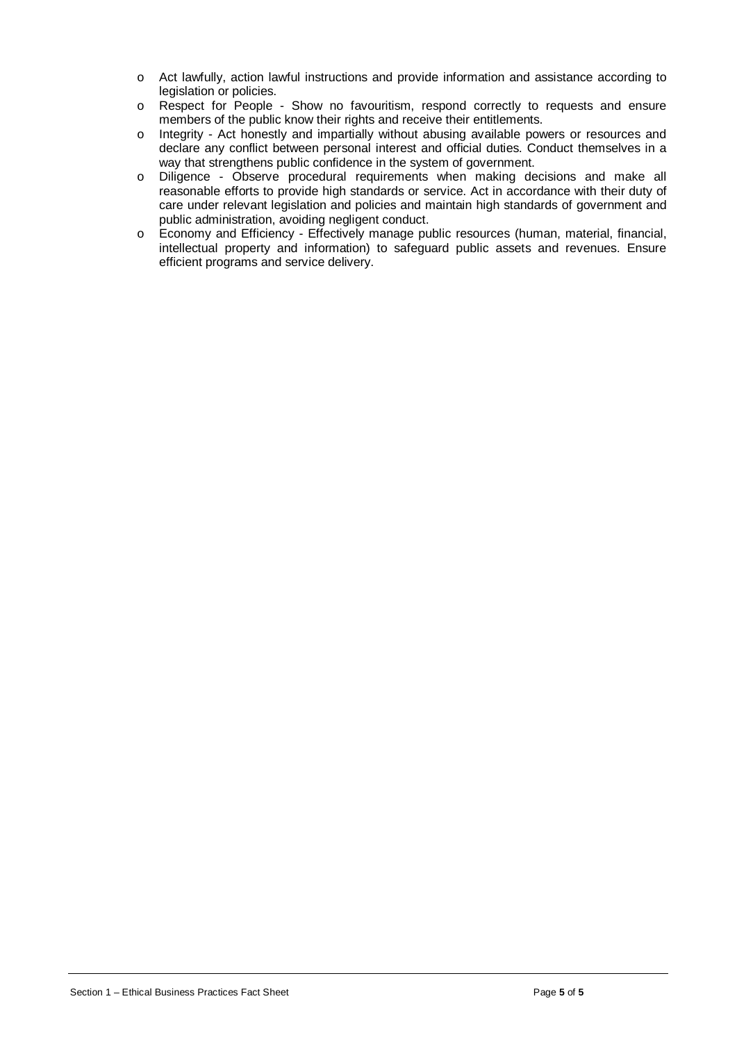- Act lawfully, action lawful instructions and provide information and assistance according to legislation or policies.
- Respect for People - Show no favouritism, respond correctly to requests and ensure members of the public know their rights and receive their entitlements.
- Integrity - Act honestly and impartially without abusing available powers or resources and declare any conflict between personal interest and official duties. Conduct themselves in a way that strengthens public confidence in the system of government.
- Diligence - Observe procedural requirements when making decisions and make all reasonable efforts to provide high standards or service. Act in accordance with their duty of care under relevant legislation and policies and maintain high standards of government and public administration, avoiding negligent conduct.
- Economy and Efficiency - Effectively manage public resources (human, material, financial, intellectual property and information) to safeguard public assets and revenues. Ensure efficient programs and service delivery.